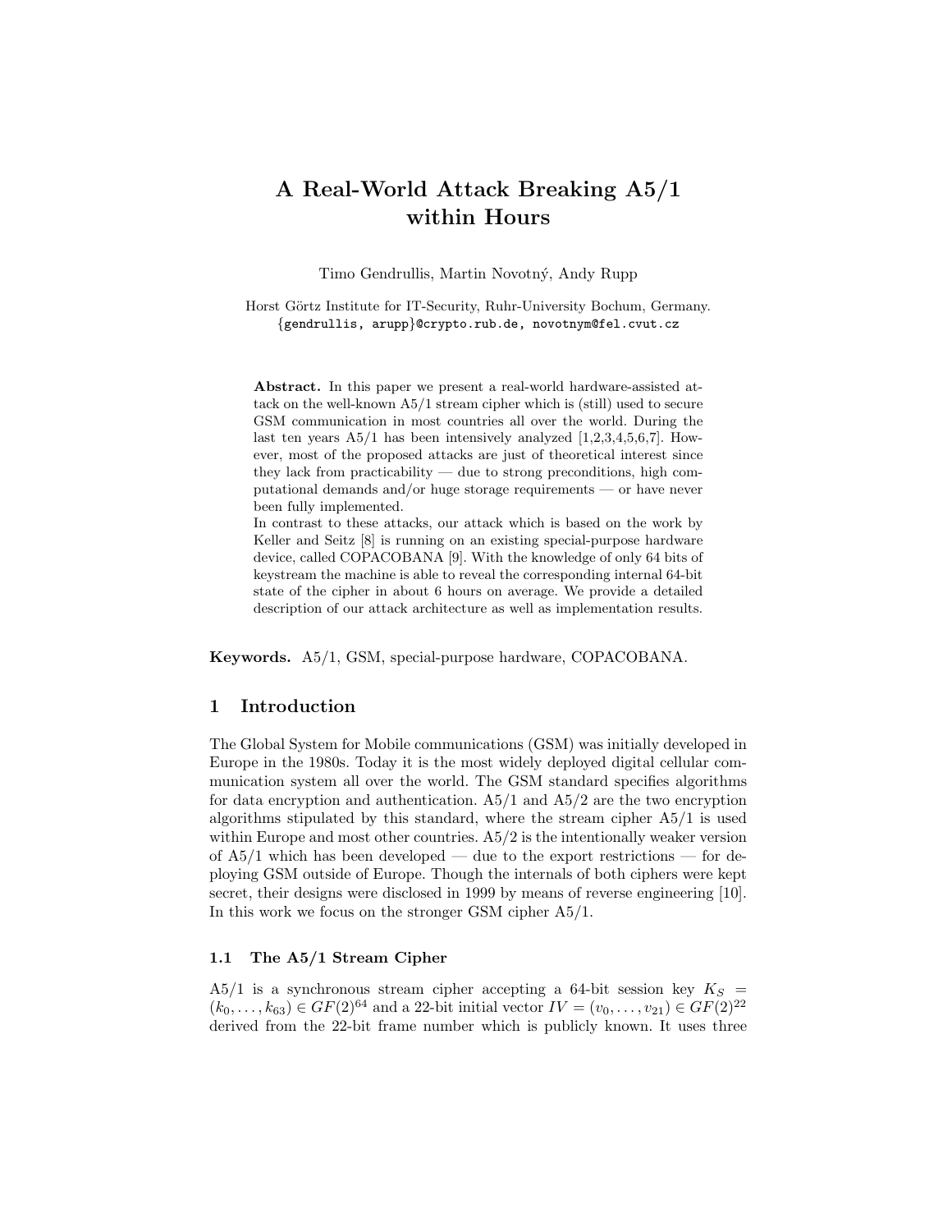# A Real-World Attack Breaking A5/1 within Hours

Timo Gendrullis, Martin Novotný, Andy Rupp

Horst Görtz Institute for IT-Security, Ruhr-University Bochum, Germany.
{gendrullis, arupp}@crypto.rub.de, novotnym@fel.cvut.cz

**Abstract.** In this paper we present a real-world hardware-assisted attack on the well-known A5/1 stream cipher which is (still) used to secure GSM communication in most countries all over the world. During the last ten years A5/1 has been intensively analyzed [1,2,3,4,5,6,7]. However, most of the proposed attacks are just of theoretical interest since they lack from practicability — due to strong preconditions, high computational demands and/or huge storage requirements — or have never been fully implemented.
In contrast to these attacks, our attack which is based on the work by Keller and Seitz [8] is running on an existing special-purpose hardware device, called COPACOBANA [9]. With the knowledge of only 64 bits of keystream the machine is able to reveal the corresponding internal 64-bit state of the cipher in about 6 hours on average. We provide a detailed description of our attack architecture as well as implementation results.

**Keywords.** A5/1, GSM, special-purpose hardware, COPACOBANA.

## 1 Introduction

The Global System for Mobile communications (GSM) was initially developed in Europe in the 1980s. Today it is the most widely deployed digital cellular communication system all over the world. The GSM standard specifies algorithms for data encryption and authentication. A5/1 and A5/2 are the two encryption algorithms stipulated by this standard, where the stream cipher A5/1 is used within Europe and most other countries. A5/2 is the intentionally weaker version of A5/1 which has been developed — due to the export restrictions — for deploying GSM outside of Europe. Though the internals of both ciphers were kept secret, their designs were disclosed in 1999 by means of reverse engineering [10]. In this work we focus on the stronger GSM cipher A5/1.

### 1.1 The A5/1 Stream Cipher

A5/1 is a synchronous stream cipher accepting a 64-bit session key $K_S = (k_0, \ldots, k_{63}) \in GF(2)^{64}$ and a 22-bit initial vector $IV = (v_0, \ldots, v_{21}) \in GF(2)^{22}$ derived from the 22-bit frame number which is publicly known. It uses three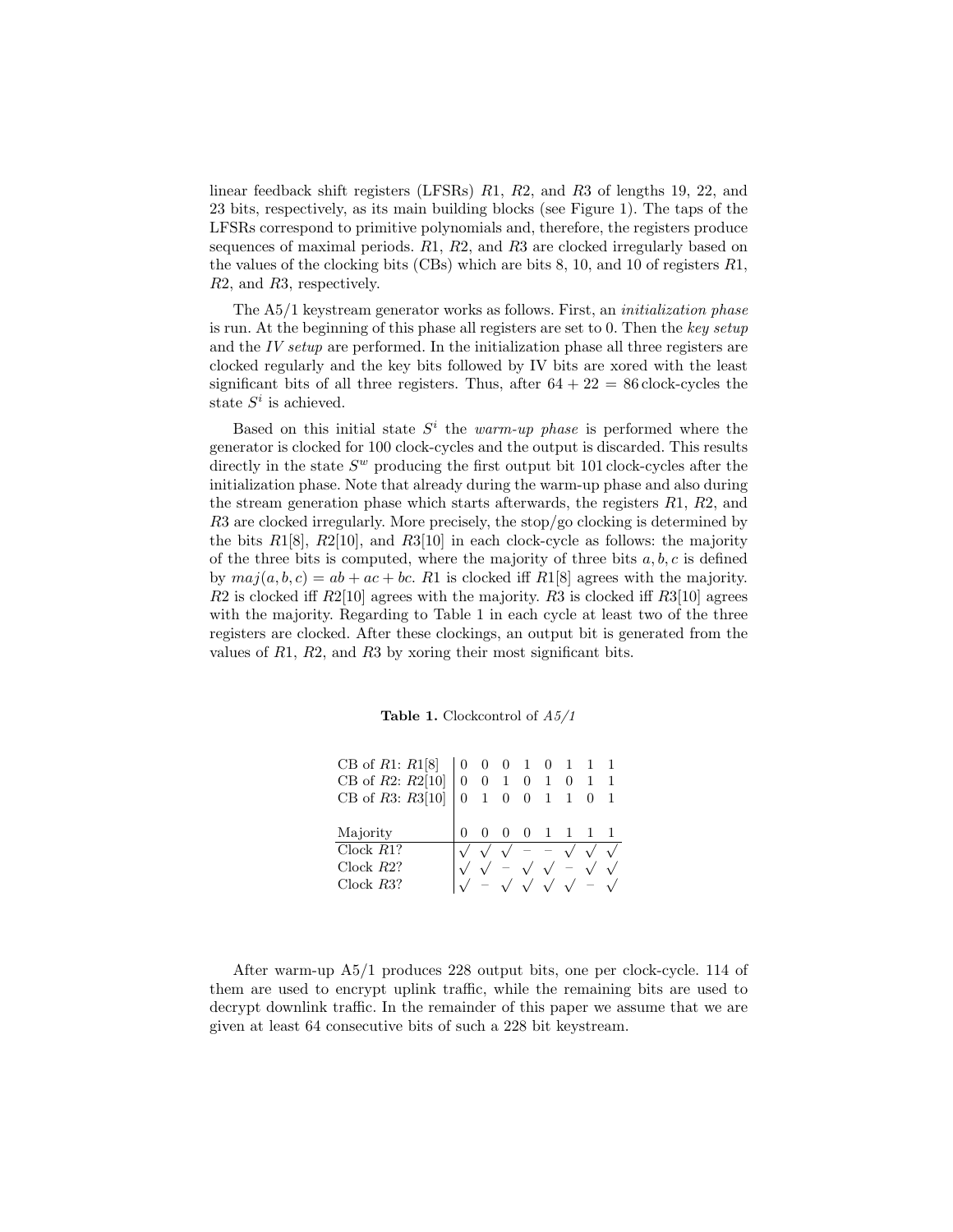linear feedback shift registers (LFSRs) $R1$, $R2$, and $R3$ of lengths 19, 22, and 23 bits, respectively, as its main building blocks (see Figure 1). The taps of the LFSRs correspond to primitive polynomials and, therefore, the registers produce sequences of maximal periods. $R1$, $R2$, and $R3$ are clocked irregularly based on the values of the clocking bits (CBs) which are bits 8, 10, and 10 of registers $R1$, $R2$, and $R3$, respectively.

The A5/1 keystream generator works as follows. First, an *initialization phase* is run. At the beginning of this phase all registers are set to 0. Then the *key setup* and the *IV setup* are performed. In the initialization phase all three registers are clocked regularly and the key bits followed by IV bits are xored with the least significant bits of all three registers. Thus, after $64 + 22 = 86$ clock-cycles the state $S^i$ is achieved.

Based on this initial state $S^i$ the *warm-up phase* is performed where the generator is clocked for 100 clock-cycles and the output is discarded. This results directly in the state $S^w$ producing the first output bit 101 clock-cycles after the initialization phase. Note that already during the warm-up phase and also during the stream generation phase which starts afterwards, the registers $R1$, $R2$, and $R3$ are clocked irregularly. More precisely, the stop/go clocking is determined by the bits $R1[8]$, $R2[10]$, and $R3[10]$ in each clock-cycle as follows: the majority of the three bits is computed, where the majority of three bits $a, b, c$ is defined by $maj(a, b, c) = ab + ac + bc$. $R1$ is clocked iff $R1[8]$ agrees with the majority. $R2$ is clocked iff $R2[10]$ agrees with the majority. $R3$ is clocked iff $R3[10]$ agrees with the majority. Regarding to Table 1 in each cycle at least two of the three registers are clocked. After these clockings, an output bit is generated from the values of $R1$, $R2$, and $R3$ by xoring their most significant bits.

**Table 1.** Clockcontrol of *A5/1*

| | | | | | | | | |
|---|---|---|---|---|---|---|---|---|
| CB of $R1$: $R1[8]$ | 0 | 0 | 0 | 1 | 0 | 1 | 1 | 1 |
| CB of $R2$: $R2[10]$ | 0 | 0 | 1 | 0 | 1 | 0 | 1 | 1 |
| CB of $R3$: $R3[10]$ | 0 | 1 | 0 | 0 | 1 | 1 | 0 | 1 |
| Majority | 0 | 0 | 0 | 0 | 1 | 1 | 1 | 1 |
| Clock $R1$? | √ | √ | √ | – | – | √ | √ | √ |
| Clock $R2$? | √ | √ | – | √ | √ | – | √ | √ |
| Clock $R3$? | √ | – | √ | √ | √ | √ | – | √ |

After warm-up A5/1 produces 228 output bits, one per clock-cycle. 114 of them are used to encrypt uplink traffic, while the remaining bits are used to decrypt downlink traffic. In the remainder of this paper we assume that we are given at least 64 consecutive bits of such a 228 bit keystream.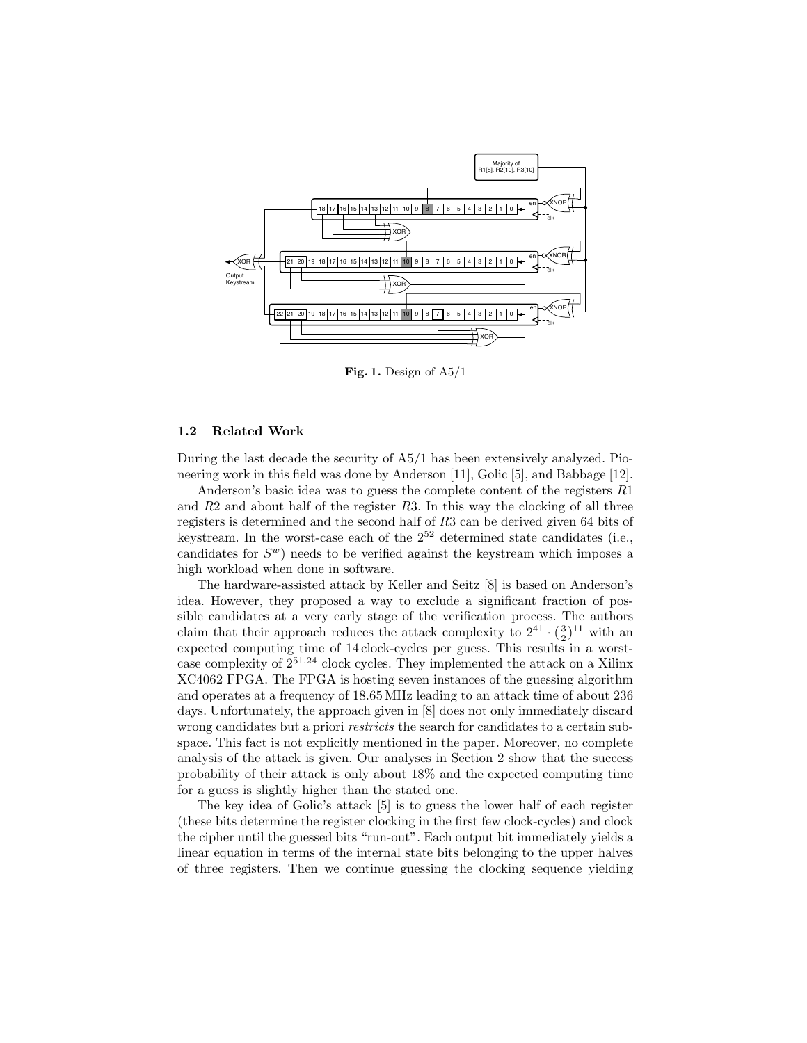**Fig. 1.** Design of A5/1

### 1.2 Related Work

During the last decade the security of A5/1 has been extensively analyzed. Pioneering work in this field was done by Anderson [11], Golic [5], and Babbage [12].

Anderson's basic idea was to guess the complete content of the registers $R1$ and $R2$ and about half of the register $R3$. In this way the clocking of all three registers is determined and the second half of $R3$ can be derived given 64 bits of keystream. In the worst-case each of the $2^{52}$ determined state candidates (i.e., candidates for $S^w$) needs to be verified against the keystream which imposes a high workload when done in software.

The hardware-assisted attack by Keller and Seitz [8] is based on Anderson's idea. However, they proposed a way to exclude a significant fraction of possible candidates at a very early stage of the verification process. The authors claim that their approach reduces the attack complexity to $2^{41} \cdot (\frac{3}{2})^{11}$ with an expected computing time of 14 clock-cycles per guess. This results in a worst-case complexity of $2^{51.24}$ clock cycles. They implemented the attack on a Xilinx XC4062 FPGA. The FPGA is hosting seven instances of the guessing algorithm and operates at a frequency of 18.65 MHz leading to an attack time of about 236 days. Unfortunately, the approach given in [8] does not only immediately discard wrong candidates but a priori *restricts* the search for candidates to a certain subspace. This fact is not explicitly mentioned in the paper. Moreover, no complete analysis of the attack is given. Our analyses in Section 2 show that the success probability of their attack is only about 18% and the expected computing time for a guess is slightly higher than the stated one.

The key idea of Golic's attack [5] is to guess the lower half of each register (these bits determine the register clocking in the first few clock-cycles) and clock the cipher until the guessed bits "run-out". Each output bit immediately yields a linear equation in terms of the internal state bits belonging to the upper halves of three registers. Then we continue guessing the clocking sequence yielding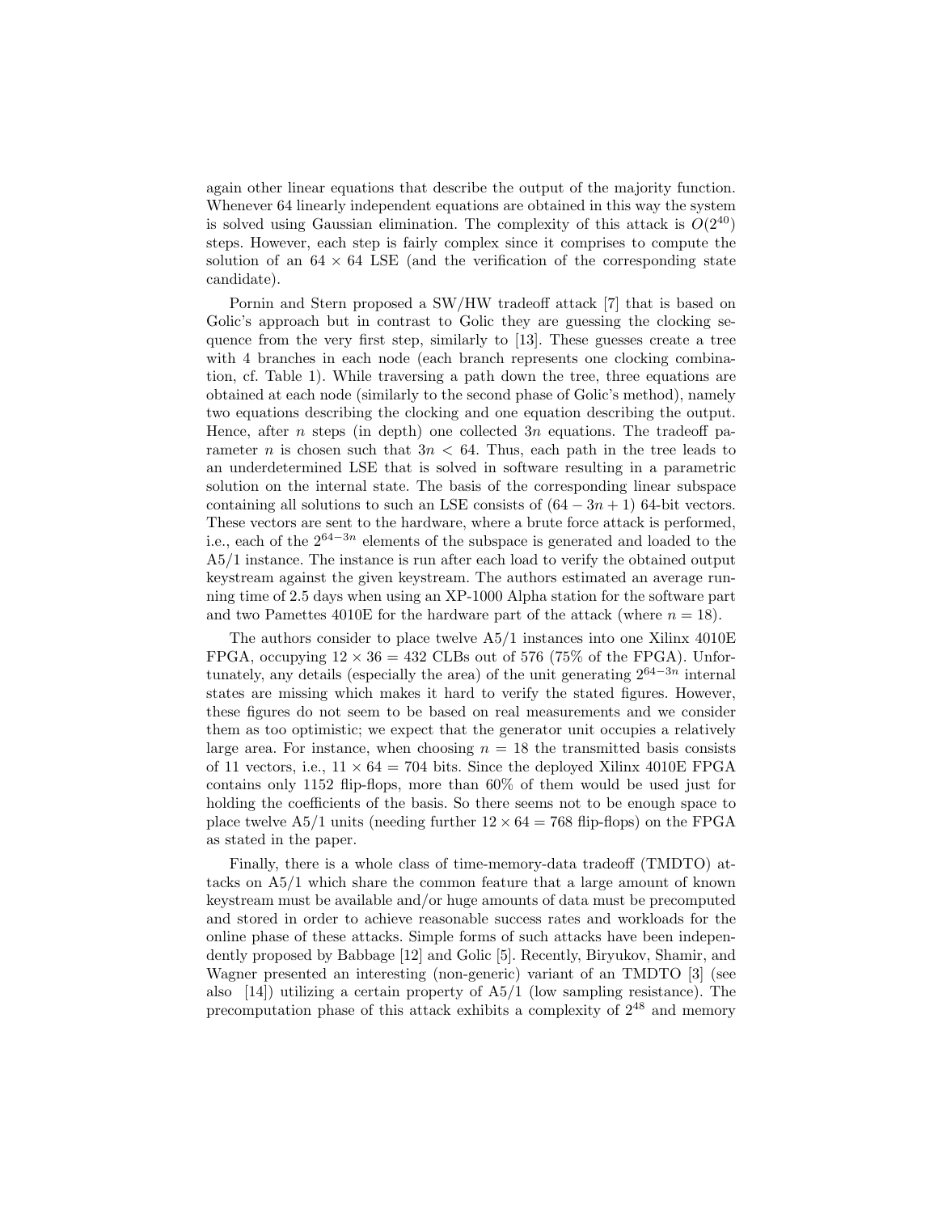again other linear equations that describe the output of the majority function. Whenever 64 linearly independent equations are obtained in this way the system is solved using Gaussian elimination. The complexity of this attack is $O(2^{40})$ steps. However, each step is fairly complex since it comprises to compute the solution of an $64 \times 64$ LSE (and the verification of the corresponding state candidate).

Pornin and Stern proposed a SW/HW tradeoff attack [7] that is based on Golic's approach but in contrast to Golic they are guessing the clocking sequence from the very first step, similarly to [13]. These guesses create a tree with 4 branches in each node (each branch represents one clocking combination, cf. Table 1). While traversing a path down the tree, three equations are obtained at each node (similarly to the second phase of Golic's method), namely two equations describing the clocking and one equation describing the output. Hence, after $n$ steps (in depth) one collected $3n$ equations. The tradeoff parameter $n$ is chosen such that $3n < 64$. Thus, each path in the tree leads to an underdetermined LSE that is solved in software resulting in a parametric solution on the internal state. The basis of the corresponding linear subspace containing all solutions to such an LSE consists of $(64 - 3n + 1)$ 64-bit vectors. These vectors are sent to the hardware, where a brute force attack is performed, i.e., each of the $2^{64-3n}$ elements of the subspace is generated and loaded to the A5/1 instance. The instance is run after each load to verify the obtained output keystream against the given keystream. The authors estimated an average running time of 2.5 days when using an XP-1000 Alpha station for the software part and two Pamettes 4010E for the hardware part of the attack (where $n = 18$).

The authors consider to place twelve A5/1 instances into one Xilinx 4010E FPGA, occupying $12 \times 36 = 432$ CLBs out of 576 (75% of the FPGA). Unfortunately, any details (especially the area) of the unit generating $2^{64-3n}$ internal states are missing which makes it hard to verify the stated figures. However, these figures do not seem to be based on real measurements and we consider them as too optimistic; we expect that the generator unit occupies a relatively large area. For instance, when choosing $n = 18$ the transmitted basis consists of 11 vectors, i.e., $11 \times 64 = 704$ bits. Since the deployed Xilinx 4010E FPGA contains only 1152 flip-flops, more than 60% of them would be used just for holding the coefficients of the basis. So there seems not to be enough space to place twelve A5/1 units (needing further $12 \times 64 = 768$ flip-flops) on the FPGA as stated in the paper.

Finally, there is a whole class of time-memory-data tradeoff (TMDTO) attacks on A5/1 which share the common feature that a large amount of known keystream must be available and/or huge amounts of data must be precomputed and stored in order to achieve reasonable success rates and workloads for the online phase of these attacks. Simple forms of such attacks have been independently proposed by Babbage [12] and Golic [5]. Recently, Biryukov, Shamir, and Wagner presented an interesting (non-generic) variant of an TMDTO [3] (see also [14]) utilizing a certain property of A5/1 (low sampling resistance). The precomputation phase of this attack exhibits a complexity of $2^{48}$ and memory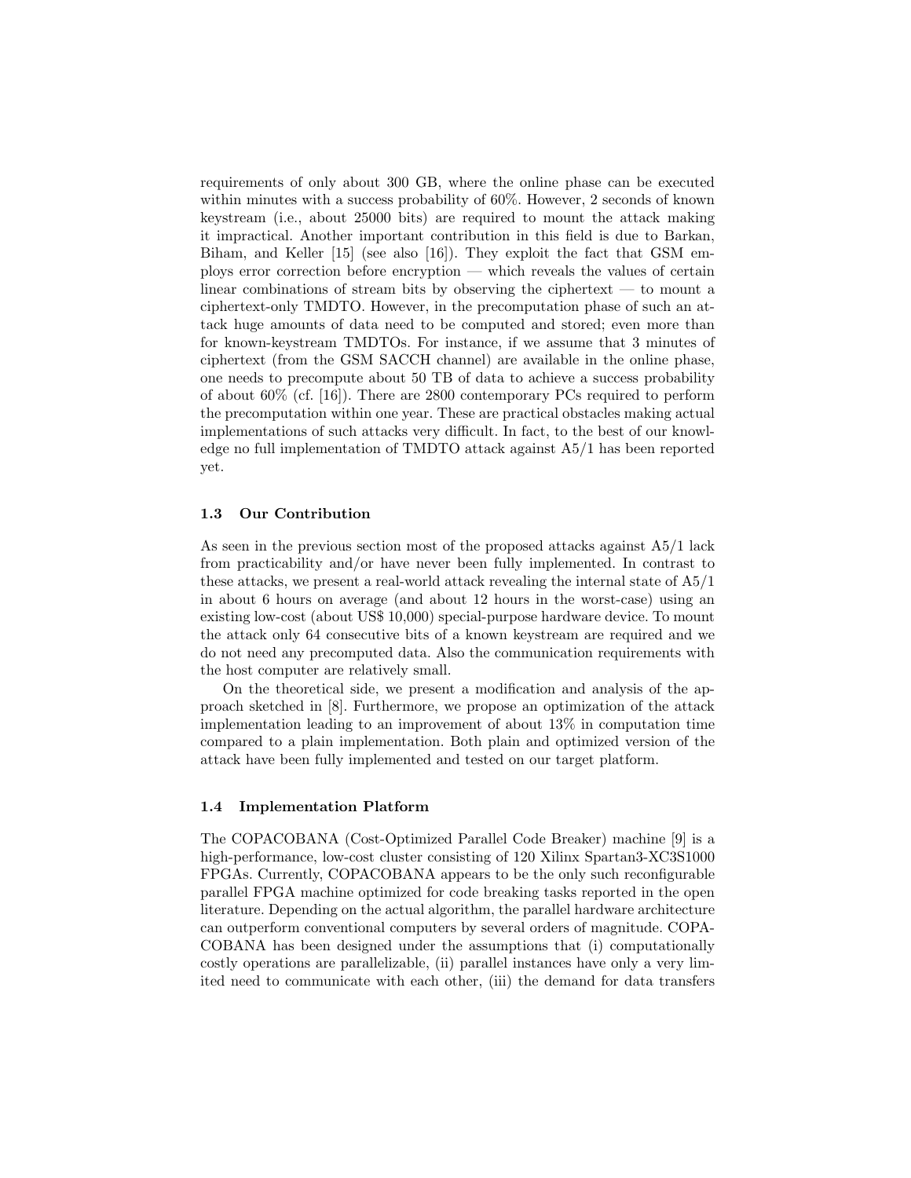requirements of only about 300 GB, where the online phase can be executed within minutes with a success probability of 60%. However, 2 seconds of known keystream (i.e., about 25000 bits) are required to mount the attack making it impractical. Another important contribution in this field is due to Barkan, Biham, and Keller [15] (see also [16]). They exploit the fact that GSM employs error correction before encryption — which reveals the values of certain linear combinations of stream bits by observing the ciphertext — to mount a ciphertext-only TMDTO. However, in the precomputation phase of such an attack huge amounts of data need to be computed and stored; even more than for known-keystream TMDTOs. For instance, if we assume that 3 minutes of ciphertext (from the GSM SACCH channel) are available in the online phase, one needs to precompute about 50 TB of data to achieve a success probability of about 60% (cf. [16]). There are 2800 contemporary PCs required to perform the precomputation within one year. These are practical obstacles making actual implementations of such attacks very difficult. In fact, to the best of our knowledge no full implementation of TMDTO attack against A5/1 has been reported yet.

### 1.3 Our Contribution

As seen in the previous section most of the proposed attacks against A5/1 lack from practicability and/or have never been fully implemented. In contrast to these attacks, we present a real-world attack revealing the internal state of A5/1 in about 6 hours on average (and about 12 hours in the worst-case) using an existing low-cost (about US$ 10,000) special-purpose hardware device. To mount the attack only 64 consecutive bits of a known keystream are required and we do not need any precomputed data. Also the communication requirements with the host computer are relatively small.

On the theoretical side, we present a modification and analysis of the approach sketched in [8]. Furthermore, we propose an optimization of the attack implementation leading to an improvement of about 13% in computation time compared to a plain implementation. Both plain and optimized version of the attack have been fully implemented and tested on our target platform.

### 1.4 Implementation Platform

The COPACOBANA (Cost-Optimized Parallel Code Breaker) machine [9] is a high-performance, low-cost cluster consisting of 120 Xilinx Spartan3-XC3S1000 FPGAs. Currently, COPACOBANA appears to be the only such reconfigurable parallel FPGA machine optimized for code breaking tasks reported in the open literature. Depending on the actual algorithm, the parallel hardware architecture can outperform conventional computers by several orders of magnitude. COPACOBANA has been designed under the assumptions that (i) computationally costly operations are parallelizable, (ii) parallel instances have only a very limited need to communicate with each other, (iii) the demand for data transfers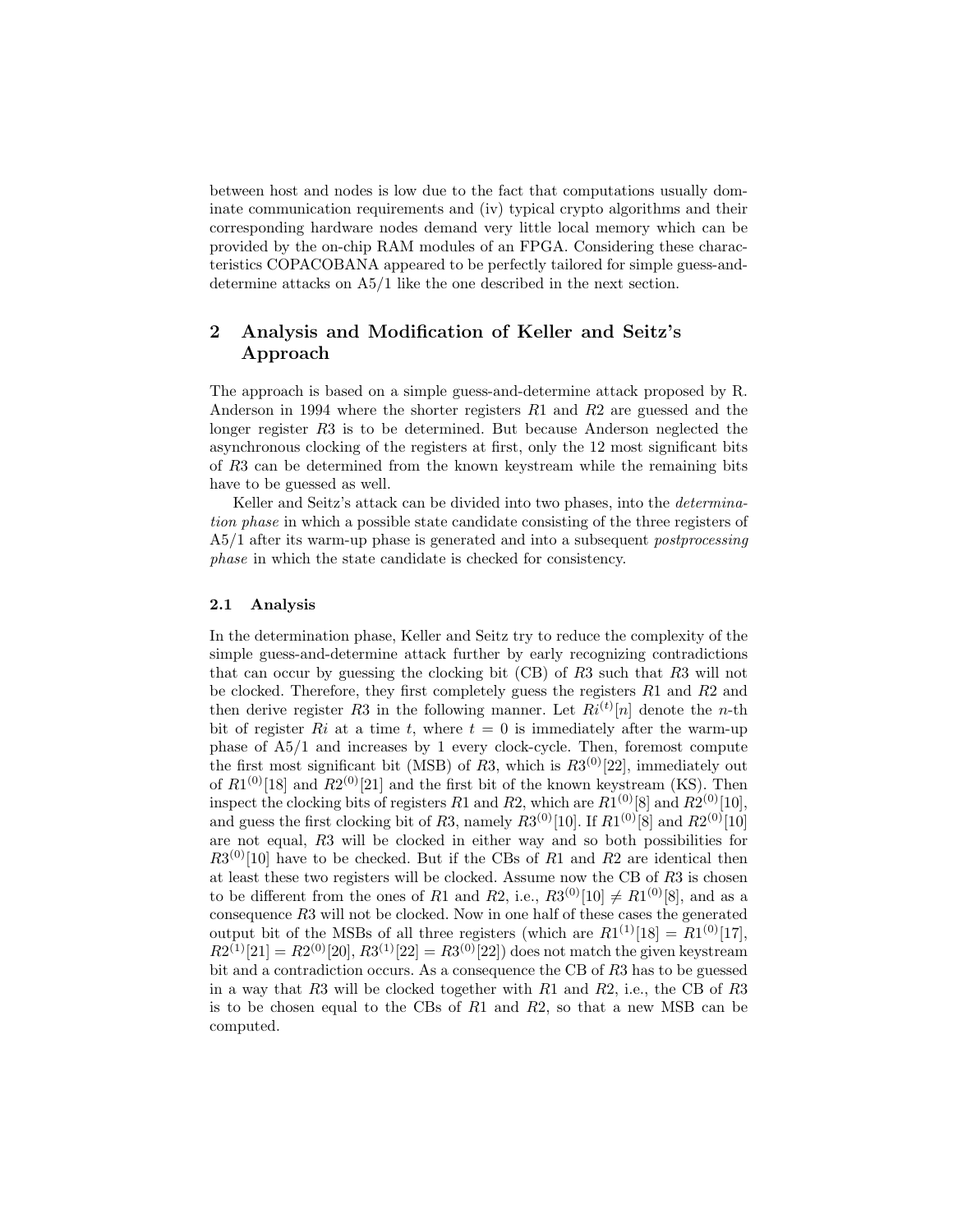between host and nodes is low due to the fact that computations usually dominate communication requirements and (iv) typical crypto algorithms and their corresponding hardware nodes demand very little local memory which can be provided by the on-chip RAM modules of an FPGA. Considering these characteristics COPACOBANA appeared to be perfectly tailored for simple guess-and-determine attacks on A5/1 like the one described in the next section.

## 2 Analysis and Modification of Keller and Seitz's Approach

The approach is based on a simple guess-and-determine attack proposed by R. Anderson in 1994 where the shorter registers $R1$ and $R2$ are guessed and the longer register $R3$ is to be determined. But because Anderson neglected the asynchronous clocking of the registers at first, only the 12 most significant bits of $R3$ can be determined from the known keystream while the remaining bits have to be guessed as well.

Keller and Seitz's attack can be divided into two phases, into the *determination phase* in which a possible state candidate consisting of the three registers of A5/1 after its warm-up phase is generated and into a subsequent *postprocessing phase* in which the state candidate is checked for consistency.

### 2.1 Analysis

In the determination phase, Keller and Seitz try to reduce the complexity of the simple guess-and-determine attack further by early recognizing contradictions that can occur by guessing the clocking bit (CB) of $R3$ such that $R3$ will not be clocked. Therefore, they first completely guess the registers $R1$ and $R2$ and then derive register $R3$ in the following manner. Let $Ri^{(t)}[n]$ denote the $n$-th bit of register $Ri$ at a time $t$, where $t = 0$ is immediately after the warm-up phase of A5/1 and increases by 1 every clock-cycle. Then, foremost compute the first most significant bit (MSB) of $R3$, which is $R3^{(0)}[22]$, immediately out of $R1^{(0)}[18]$ and $R2^{(0)}[21]$ and the first bit of the known keystream (KS). Then inspect the clocking bits of registers $R1$ and $R2$, which are $R1^{(0)}[8]$ and $R2^{(0)}[10]$, and guess the first clocking bit of $R3$, namely $R3^{(0)}[10]$. If $R1^{(0)}[8]$ and $R2^{(0)}[10]$ are not equal, $R3$ will be clocked in either way and so both possibilities for $R3^{(0)}[10]$ have to be checked. But if the CBs of $R1$ and $R2$ are identical then at least these two registers will be clocked. Assume now the CB of $R3$ is chosen to be different from the ones of $R1$ and $R2$, i.e., $R3^{(0)}[10] \neq R1^{(0)}[8]$, and as a consequence $R3$ will not be clocked. Now in one half of these cases the generated output bit of the MSBs of all three registers (which are $R1^{(1)}[18] = R1^{(0)}[17]$, $R2^{(1)}[21] = R2^{(0)}[20]$, $R3^{(1)}[22] = R3^{(0)}[22]$) does not match the given keystream bit and a contradiction occurs. As a consequence the CB of $R3$ has to be guessed in a way that $R3$ will be clocked together with $R1$ and $R2$, i.e., the CB of $R3$ is to be chosen equal to the CBs of $R1$ and $R2$, so that a new MSB can be computed.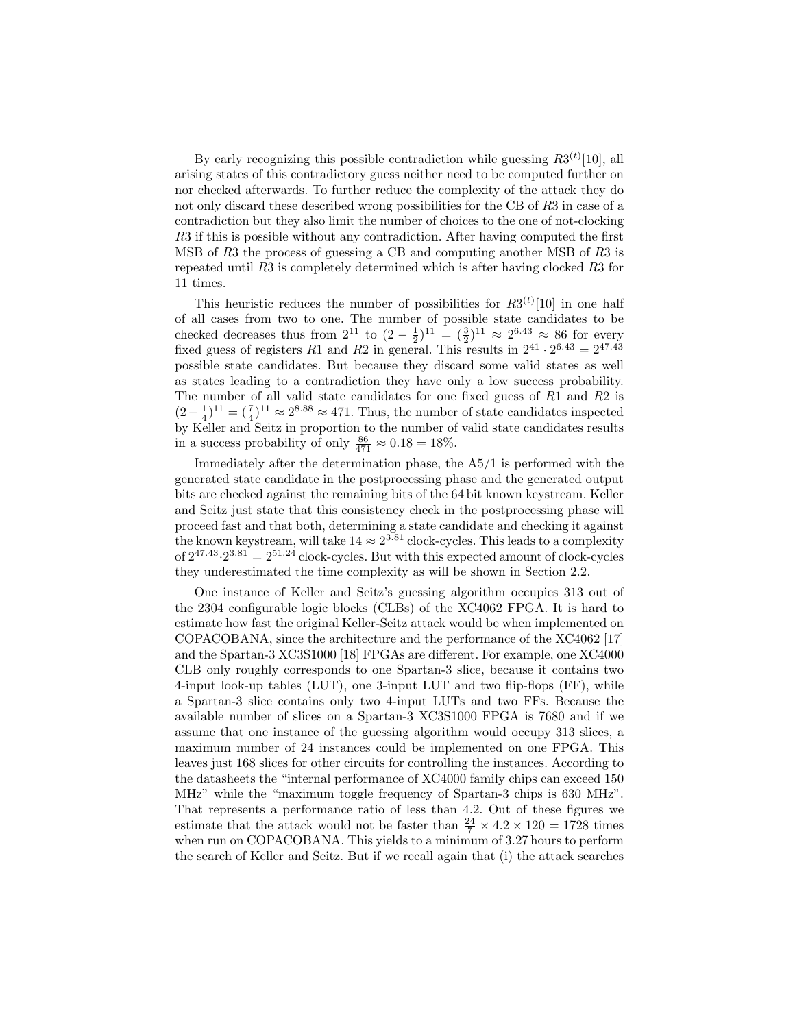By early recognizing this possible contradiction while guessing $R3^{(t)}[10]$, all arising states of this contradictory guess neither need to be computed further on nor checked afterwards. To further reduce the complexity of the attack they do not only discard these described wrong possibilities for the CB of $R3$ in case of a contradiction but they also limit the number of choices to the one of not-clocking $R3$ if this is possible without any contradiction. After having computed the first MSB of $R3$ the process of guessing a CB and computing another MSB of $R3$ is repeated until $R3$ is completely determined which is after having clocked $R3$ for 11 times.

This heuristic reduces the number of possibilities for $R3^{(t)}[10]$ in one half of all cases from two to one. The number of possible state candidates to be checked decreases thus from $2^{11}$ to $(2 - \frac{1}{2})^{11} = (\frac{3}{2})^{11} \approx 2^{6.43} \approx 86$ for every fixed guess of registers $R1$ and $R2$ in general. This results in $2^{41} \cdot 2^{6.43} = 2^{47.43}$ possible state candidates. But because they discard some valid states as well as states leading to a contradiction they have only a low success probability. The number of all valid state candidates for one fixed guess of $R1$ and $R2$ is $(2 - \frac{1}{4})^{11} = (\frac{7}{4})^{11} \approx 2^{8.88} \approx 471$. Thus, the number of state candidates inspected by Keller and Seitz in proportion to the number of valid state candidates results in a success probability of only $\frac{86}{471} \approx 0.18 = 18\%$.

Immediately after the determination phase, the A5/1 is performed with the generated state candidate in the postprocessing phase and the generated output bits are checked against the remaining bits of the 64 bit known keystream. Keller and Seitz just state that this consistency check in the postprocessing phase will proceed fast and that both, determining a state candidate and checking it against the known keystream, will take $14 \approx 2^{3.81}$ clock-cycles. This leads to a complexity of $2^{47.43} \cdot 2^{3.81} = 2^{51.24}$ clock-cycles. But with this expected amount of clock-cycles they underestimated the time complexity as will be shown in Section 2.2.

One instance of Keller and Seitz's guessing algorithm occupies 313 out of the 2304 configurable logic blocks (CLBs) of the XC4062 FPGA. It is hard to estimate how fast the original Keller-Seitz attack would be when implemented on COPACOBANA, since the architecture and the performance of the XC4062 [17] and the Spartan-3 XC3S1000 [18] FPGAs are different. For example, one XC4000 CLB only roughly corresponds to one Spartan-3 slice, because it contains two 4-input look-up tables (LUT), one 3-input LUT and two flip-flops (FF), while a Spartan-3 slice contains only two 4-input LUTs and two FFs. Because the available number of slices on a Spartan-3 XC3S1000 FPGA is 7680 and if we assume that one instance of the guessing algorithm would occupy 313 slices, a maximum number of 24 instances could be implemented on one FPGA. This leaves just 168 slices for other circuits for controlling the instances. According to the datasheets the "internal performance of XC4000 family chips can exceed 150 MHz" while the "maximum toggle frequency of Spartan-3 chips is 630 MHz". That represents a performance ratio of less than 4.2. Out of these figures we estimate that the attack would not be faster than $\frac{24}{7} \times 4.2 \times 120 = 1728$ times when run on COPACOBANA. This yields to a minimum of 3.27 hours to perform the search of Keller and Seitz. But if we recall again that (i) the attack searches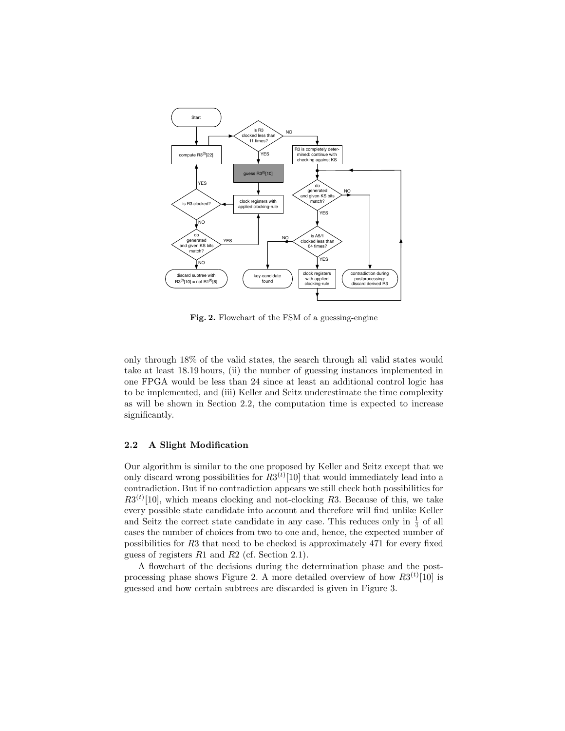**Fig. 2.** Flowchart of the FSM of a guessing-engine

only through 18% of the valid states, the search through all valid states would take at least 18.19 hours, (ii) the number of guessing instances implemented in one FPGA would be less than 24 since at least an additional control logic has to be implemented, and (iii) Keller and Seitz underestimate the time complexity as will be shown in Section 2.2, the computation time is expected to increase significantly.

### 2.2 A Slight Modification

Our algorithm is similar to the one proposed by Keller and Seitz except that we only discard wrong possibilities for $R3^{(t)}[10]$ that would immediately lead into a contradiction. But if no contradiction appears we still check both possibilities for $R3^{(t)}[10]$, which means clocking and not-clocking $R3$. Because of this, we take every possible state candidate into account and therefore will find unlike Keller and Seitz the correct state candidate in any case. This reduces only in $\frac{1}{4}$ of all cases the number of choices from two to one and, hence, the expected number of possibilities for $R3$ that need to be checked is approximately 471 for every fixed guess of registers $R1$ and $R2$ (cf. Section 2.1).

A flowchart of the decisions during the determination phase and the post-processing phase shows Figure 2. A more detailed overview of how $R3^{(t)}[10]$ is guessed and how certain subtrees are discarded is given in Figure 3.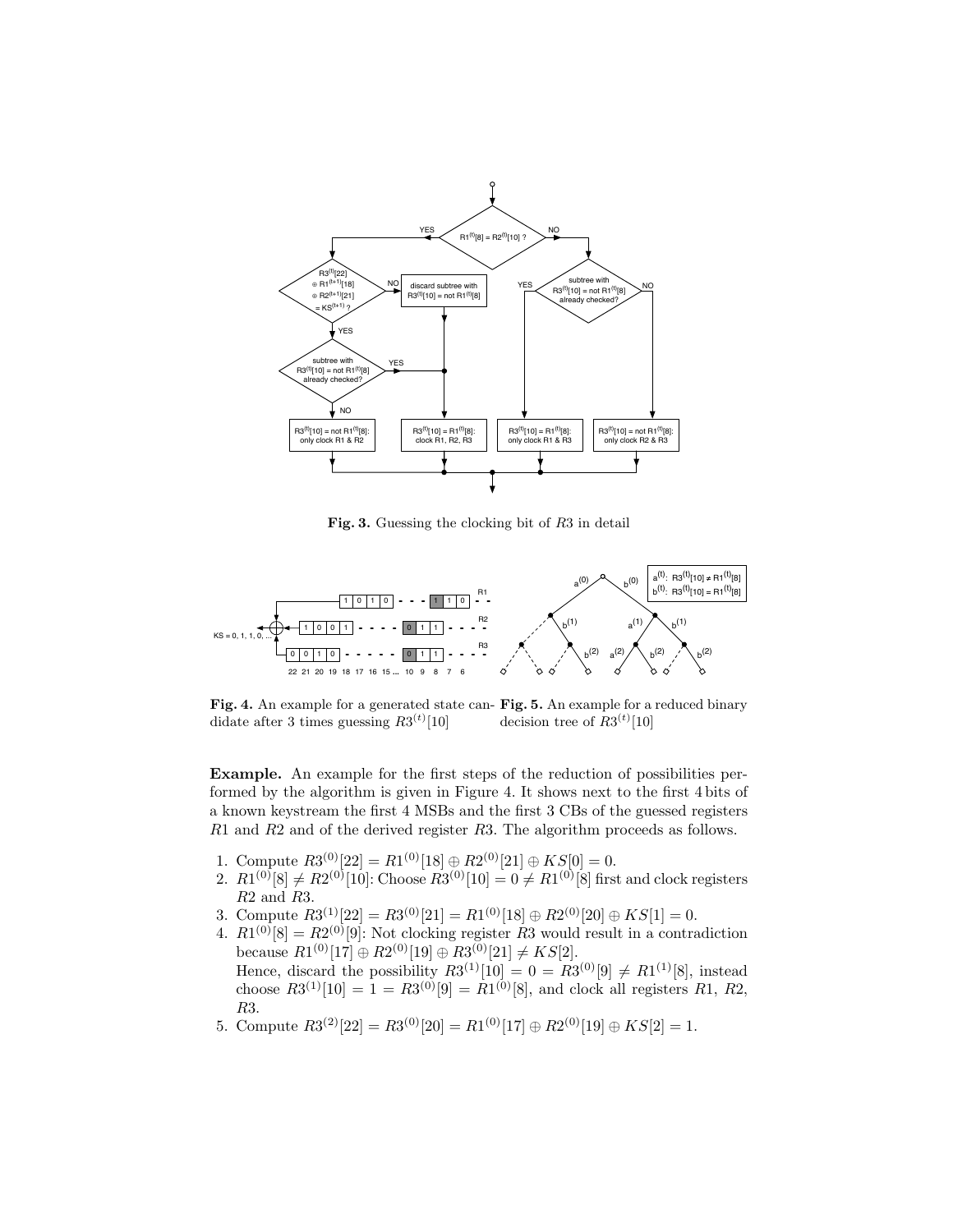**Fig. 3.** Guessing the clocking bit of $R3$ in detail

**Fig. 4.** An example for a generated state candidate after 3 times guessing $R3^{(t)}[10]$

**Fig. 5.** An example for a reduced binary decision tree of $R3^{(t)}[10]$

**Example.** An example for the first steps of the reduction of possibilities performed by the algorithm is given in Figure 4. It shows next to the first 4 bits of a known keystream the first 4 MSBs and the first 3 CBs of the guessed registers $R1$ and $R2$ and of the derived register $R3$. The algorithm proceeds as follows.

1. Compute $R3^{(0)}[22] = R1^{(0)}[18] \oplus R2^{(0)}[21] \oplus KS[0] = 0$.
2. $R1^{(0)}[8] \neq R2^{(0)}[10]$: Choose $R3^{(0)}[10] = 0 \neq R1^{(0)}[8]$ first and clock registers $R2$ and $R3$.
3. Compute $R3^{(1)}[22] = R3^{(0)}[21] = R1^{(0)}[18] \oplus R2^{(0)}[20] \oplus KS[1] = 0$.
4. $R1^{(0)}[8] = R2^{(0)}[9]$: Not clocking register $R3$ would result in a contradiction because $R1^{(0)}[17] \oplus R2^{(0)}[19] \oplus R3^{(0)}[21] \neq KS[2]$.
   Hence, discard the possibility $R3^{(1)}[10] = 0 = R3^{(0)}[9] \neq R1^{(1)}[8]$, instead choose $R3^{(1)}[10] = 1 = R3^{(0)}[9] = R1^{(0)}[8]$, and clock all registers $R1$, $R2$, $R3$.
5. Compute $R3^{(2)}[22] = R3^{(0)}[20] = R1^{(0)}[17] \oplus R2^{(0)}[19] \oplus KS[2] = 1$.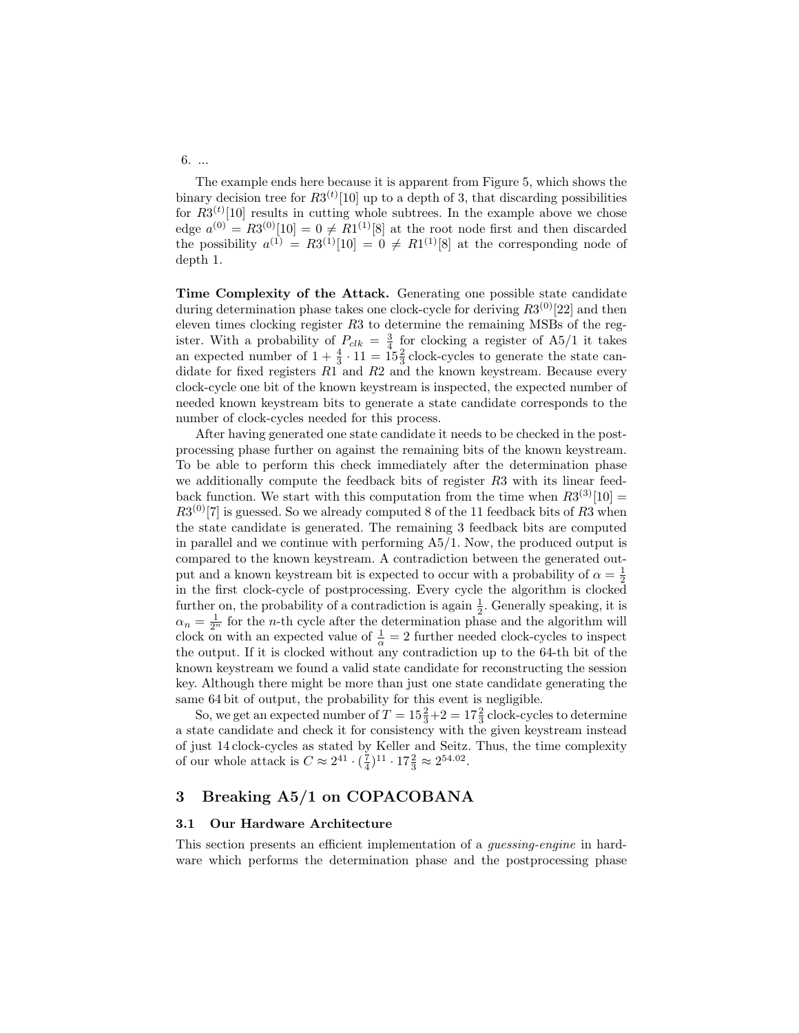6. ...

The example ends here because it is apparent from Figure 5, which shows the binary decision tree for $R3^{(t)}[10]$ up to a depth of 3, that discarding possibilities for $R3^{(t)}[10]$ results in cutting whole subtrees. In the example above we chose edge $a^{(0)} = R3^{(0)}[10] = 0 \neq R1^{(1)}[8]$ at the root node first and then discarded the possibility $a^{(1)} = R3^{(1)}[10] = 0 \neq R1^{(1)}[8]$ at the corresponding node of depth 1.

**Time Complexity of the Attack.** Generating one possible state candidate during determination phase takes one clock-cycle for deriving $R3^{(0)}[22]$ and then eleven times clocking register $R3$ to determine the remaining MSBs of the register. With a probability of $P_{clk} = \frac{3}{4}$ for clocking a register of A5/1 it takes an expected number of $1 + \frac{4}{3} \cdot 11 = 15\frac{2}{3}$ clock-cycles to generate the state candidate for fixed registers $R1$ and $R2$ and the known keystream. Because every clock-cycle one bit of the known keystream is inspected, the expected number of needed known keystream bits to generate a state candidate corresponds to the number of clock-cycles needed for this process.

After having generated one state candidate it needs to be checked in the postprocessing phase further on against the remaining bits of the known keystream. To be able to perform this check immediately after the determination phase we additionally compute the feedback bits of register $R3$ with its linear feedback function. We start with this computation from the time when $R3^{(3)}[10] = R3^{(0)}[7]$ is guessed. So we already computed 8 of the 11 feedback bits of $R3$ when the state candidate is generated. The remaining 3 feedback bits are computed in parallel and we continue with performing A5/1. Now, the produced output is compared to the known keystream. A contradiction between the generated output and a known keystream bit is expected to occur with a probability of $\alpha = \frac{1}{2}$ in the first clock-cycle of postprocessing. Every cycle the algorithm is clocked further on, the probability of a contradiction is again $\frac{1}{2}$. Generally speaking, it is $\alpha_n = \frac{1}{2^n}$ for the $n$-th cycle after the determination phase and the algorithm will clock on with an expected value of $\frac{1}{\alpha} = 2$ further needed clock-cycles to inspect the output. If it is clocked without any contradiction up to the 64-th bit of the known keystream we found a valid state candidate for reconstructing the session key. Although there might be more than just one state candidate generating the same 64 bit of output, the probability for this event is negligible.

So, we get an expected number of $T = 15\frac{2}{3} + 2 = 17\frac{2}{3}$ clock-cycles to determine a state candidate and check it for consistency with the given keystream instead of just 14 clock-cycles as stated by Keller and Seitz. Thus, the time complexity of our whole attack is $C \approx 2^{41} \cdot (\frac{7}{4})^{11} \cdot 17\frac{2}{3} \approx 2^{54.02}$.

## 3 Breaking A5/1 on COPACOBANA

### 3.1 Our Hardware Architecture

This section presents an efficient implementation of a *guessing-engine* in hardware which performs the determination phase and the postprocessing phase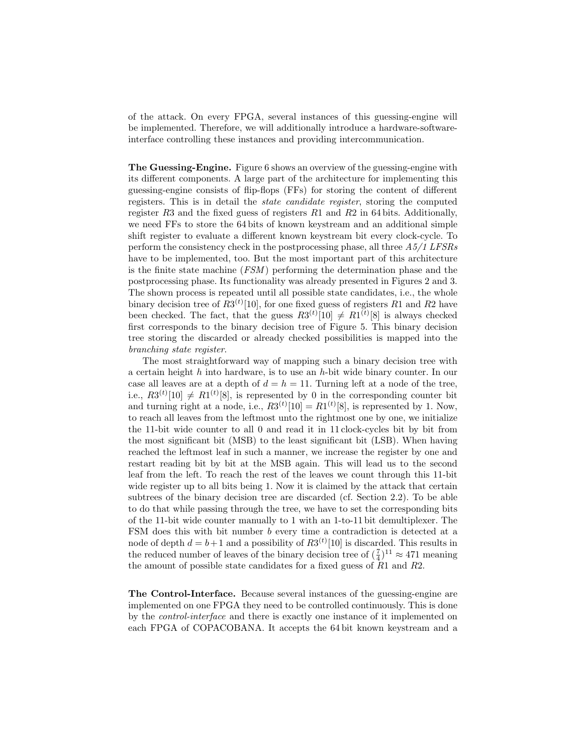of the attack. On every FPGA, several instances of this guessing-engine will be implemented. Therefore, we will additionally introduce a hardware-software-interface controlling these instances and providing intercommunication.

**The Guessing-Engine.** Figure 6 shows an overview of the guessing-engine with its different components. A large part of the architecture for implementing this guessing-engine consists of flip-flops (FFs) for storing the content of different registers. This is in detail the *state candidate register*, storing the computed register $R3$ and the fixed guess of registers $R1$ and $R2$ in 64 bits. Additionally, we need FFs to store the 64 bits of known keystream and an additional simple shift register to evaluate a different known keystream bit every clock-cycle. To perform the consistency check in the postprocessing phase, all three *A5/1 LFSRs* have to be implemented, too. But the most important part of this architecture is the finite state machine (*FSM*) performing the determination phase and the postprocessing phase. Its functionality was already presented in Figures 2 and 3. The shown process is repeated until all possible state candidates, i.e., the whole binary decision tree of $R3^{(t)}[10]$, for one fixed guess of registers $R1$ and $R2$ have been checked. The fact, that the guess $R3^{(t)}[10] \neq R1^{(t)}[8]$ is always checked first corresponds to the binary decision tree of Figure 5. This binary decision tree storing the discarded or already checked possibilities is mapped into the *branching state register*.

The most straightforward way of mapping such a binary decision tree with a certain height $h$ into hardware, is to use an $h$-bit wide binary counter. In our case all leaves are at a depth of $d = h = 11$. Turning left at a node of the tree, i.e., $R3^{(t)}[10] \neq R1^{(t)}[8]$, is represented by 0 in the corresponding counter bit and turning right at a node, i.e., $R3^{(t)}[10] = R1^{(t)}[8]$, is represented by 1. Now, to reach all leaves from the leftmost unto the rightmost one by one, we initialize the 11-bit wide counter to all 0 and read it in 11 clock-cycles bit by bit from the most significant bit (MSB) to the least significant bit (LSB). When having reached the leftmost leaf in such a manner, we increase the register by one and restart reading bit by bit at the MSB again. This will lead us to the second leaf from the left. To reach the rest of the leaves we count through this 11-bit wide register up to all bits being 1. Now it is claimed by the attack that certain subtrees of the binary decision tree are discarded (cf. Section 2.2). To be able to do that while passing through the tree, we have to set the corresponding bits of the 11-bit wide counter manually to 1 with an 1-to-11 bit demultiplexer. The FSM does this with bit number $b$ every time a contradiction is detected at a node of depth $d = b+1$ and a possibility of $R3^{(t)}[10]$ is discarded. This results in the reduced number of leaves of the binary decision tree of $(\frac{7}{4})^{11} \approx 471$ meaning the amount of possible state candidates for a fixed guess of $R1$ and $R2$.

**The Control-Interface.** Because several instances of the guessing-engine are implemented on one FPGA they need to be controlled continuously. This is done by the *control-interface* and there is exactly one instance of it implemented on each FPGA of COPACOBANA. It accepts the 64 bit known keystream and a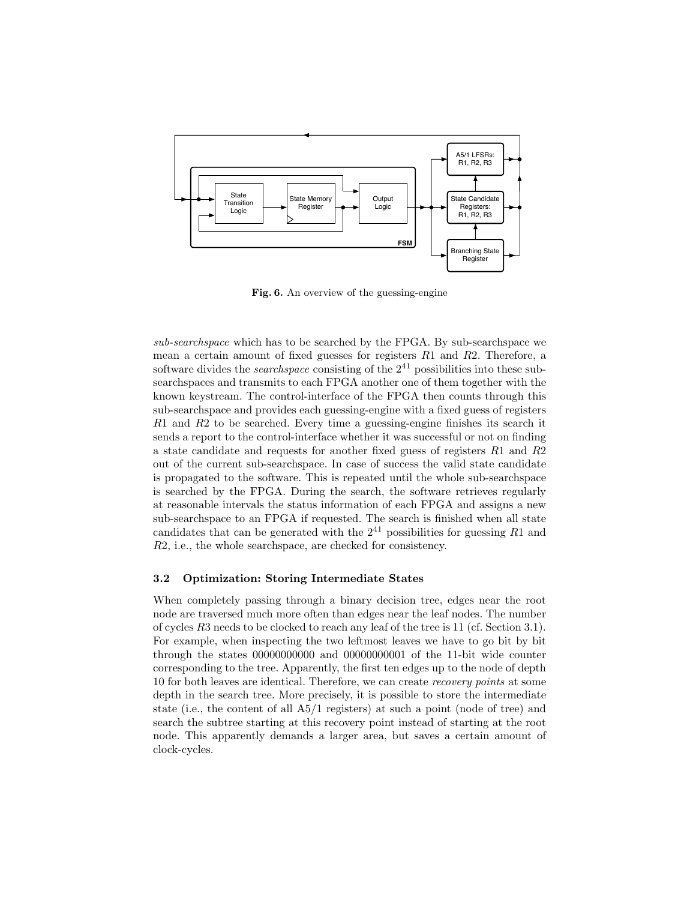**Fig. 6.** An overview of the guessing-engine

*sub-searchspace* which has to be searched by the FPGA. By sub-searchspace we mean a certain amount of fixed guesses for registers $R1$ and $R2$. Therefore, a software divides the *searchspace* consisting of the $2^{41}$ possibilities into these sub-searchspaces and transmits to each FPGA another one of them together with the known keystream. The control-interface of the FPGA then counts through this sub-searchspace and provides each guessing-engine with a fixed guess of registers $R1$ and $R2$ to be searched. Every time a guessing-engine finishes its search it sends a report to the control-interface whether it was successful or not on finding a state candidate and requests for another fixed guess of registers $R1$ and $R2$ out of the current sub-searchspace. In case of success the valid state candidate is propagated to the software. This is repeated until the whole sub-searchspace is searched by the FPGA. During the search, the software retrieves regularly at reasonable intervals the status information of each FPGA and assigns a new sub-searchspace to an FPGA if requested. The search is finished when all state candidates that can be generated with the $2^{41}$ possibilities for guessing $R1$ and $R2$, i.e., the whole searchspace, are checked for consistency.

### 3.2 Optimization: Storing Intermediate States

When completely passing through a binary decision tree, edges near the root node are traversed much more often than edges near the leaf nodes. The number of cycles $R3$ needs to be clocked to reach any leaf of the tree is 11 (cf. Section 3.1). For example, when inspecting the two leftmost leaves we have to go bit by bit through the states 00000000000 and 00000000001 of the 11-bit wide counter corresponding to the tree. Apparently, the first ten edges up to the node of depth 10 for both leaves are identical. Therefore, we can create *recovery points* at some depth in the search tree. More precisely, it is possible to store the intermediate state (i.e., the content of all A5/1 registers) at such a point (node of tree) and search the subtree starting at this recovery point instead of starting at the root node. This apparently demands a larger area, but saves a certain amount of clock-cycles.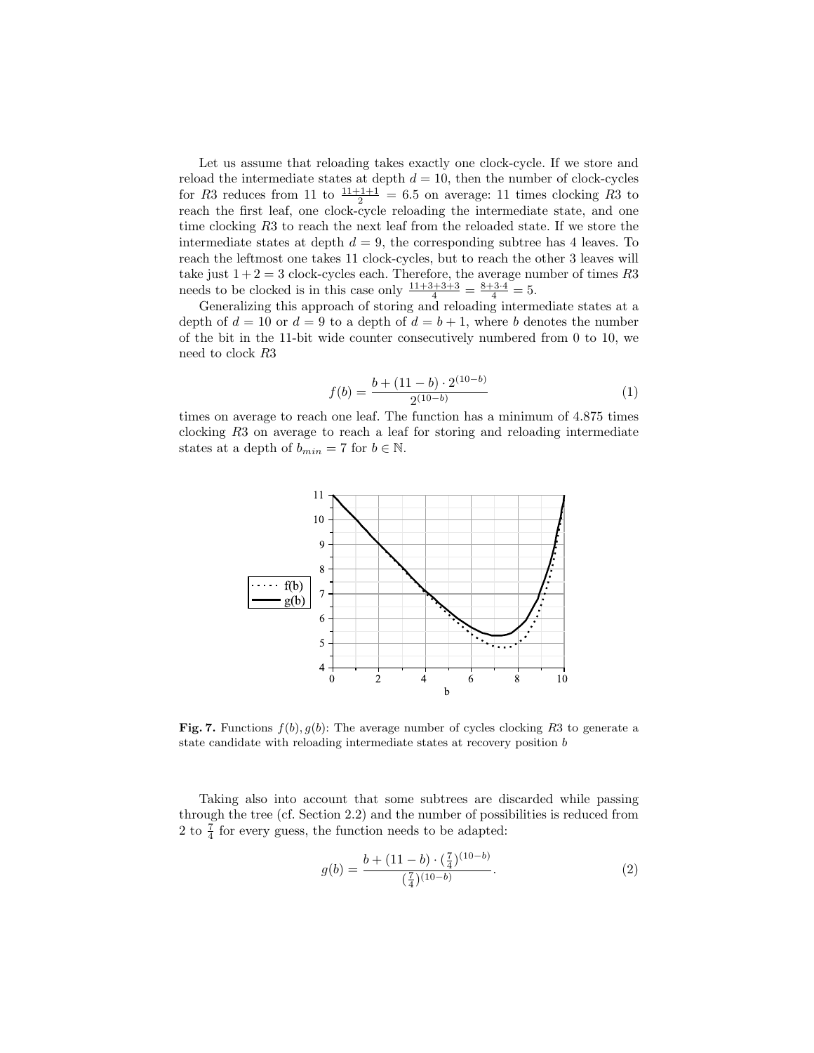Let us assume that reloading takes exactly one clock-cycle. If we store and reload the intermediate states at depth $d = 10$, then the number of clock-cycles for $R3$ reduces from 11 to $\frac{11+1+1}{2} = 6.5$ on average: 11 times clocking $R3$ to reach the first leaf, one clock-cycle reloading the intermediate state, and one time clocking $R3$ to reach the next leaf from the reloaded state. If we store the intermediate states at depth $d = 9$, the corresponding subtree has 4 leaves. To reach the leftmost one takes 11 clock-cycles, but to reach the other 3 leaves will take just $1 + 2 = 3$ clock-cycles each. Therefore, the average number of times $R3$ needs to be clocked is in this case only $\frac{11+3+3+3}{4} = \frac{8+3\cdot 4}{4} = 5$.

Generalizing this approach of storing and reloading intermediate states at a depth of $d = 10$ or $d = 9$ to a depth of $d = b + 1$, where $b$ denotes the number of the bit in the 11-bit wide counter consecutively numbered from 0 to 10, we need to clock $R3$

$$f(b) = \frac{b + (11 - b) \cdot 2^{(10-b)}}{2^{(10-b)}} \tag{1}$$

times on average to reach one leaf. The function has a minimum of 4.875 times clocking $R3$ on average to reach a leaf for storing and reloading intermediate states at a depth of $b_{min} = 7$ for $b \in \mathbb{N}$.

**Fig. 7.** Functions $f(b), g(b)$: The average number of cycles clocking $R3$ to generate a state candidate with reloading intermediate states at recovery position $b$

Taking also into account that some subtrees are discarded while passing through the tree (cf. Section 2.2) and the number of possibilities is reduced from 2 to $\frac{7}{4}$ for every guess, the function needs to be adapted:

$$g(b) = \frac{b + (11 - b) \cdot (\frac{7}{4})^{(10-b)}}{(\frac{7}{4})^{(10-b)}}. \tag{2}$$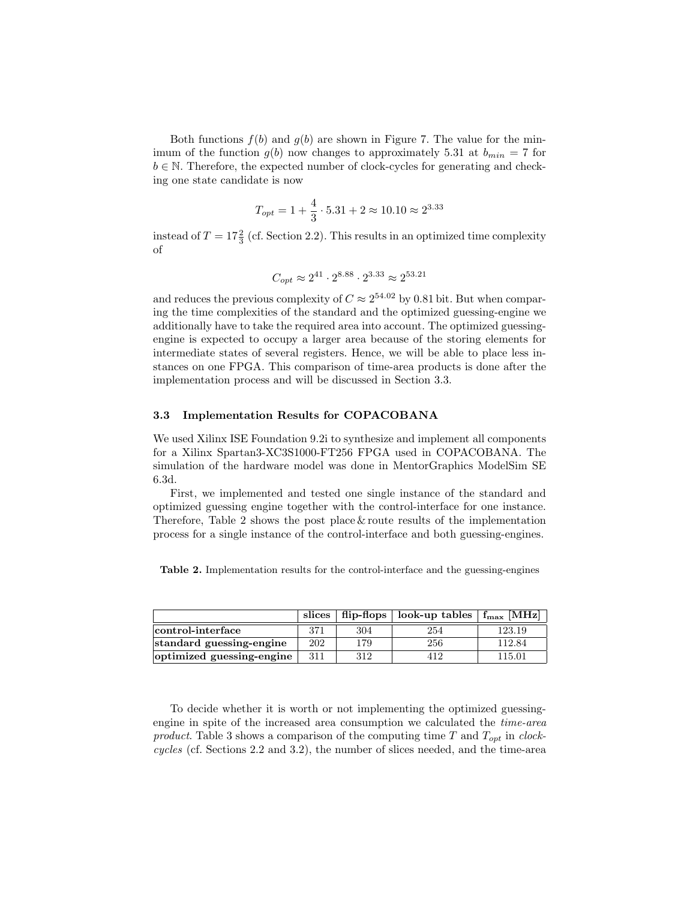Both functions $f(b)$ and $g(b)$ are shown in Figure 7. The value for the minimum of the function $g(b)$ now changes to approximately 5.31 at $b_{min} = 7$ for $b \in \mathbb{N}$. Therefore, the expected number of clock-cycles for generating and checking one state candidate is now

$$T_{opt} = 1 + \frac{4}{3} \cdot 5.31 + 2 \approx 10.10 \approx 2^{3.33}$$

instead of $T = 17\frac{2}{3}$ (cf. Section 2.2). This results in an optimized time complexity of

$$C_{opt} \approx 2^{41} \cdot 2^{8.88} \cdot 2^{3.33} \approx 2^{53.21}$$

and reduces the previous complexity of $C \approx 2^{54.02}$ by 0.81 bit. But when comparing the time complexities of the standard and the optimized guessing-engine we additionally have to take the required area into account. The optimized guessing-engine is expected to occupy a larger area because of the storing elements for intermediate states of several registers. Hence, we will be able to place less instances on one FPGA. This comparison of time-area products is done after the implementation process and will be discussed in Section 3.3.

### 3.3 Implementation Results for COPACOBANA

We used Xilinx ISE Foundation 9.2i to synthesize and implement all components for a Xilinx Spartan3-XC3S1000-FT256 FPGA used in COPACOBANA. The simulation of the hardware model was done in MentorGraphics ModelSim SE 6.3d.

First, we implemented and tested one single instance of the standard and optimized guessing engine together with the control-interface for one instance. Therefore, Table 2 shows the post place & route results of the implementation process for a single instance of the control-interface and both guessing-engines.

**Table 2.** Implementation results for the control-interface and the guessing-engines

| | **slices** | **flip-flops** | **look-up tables** | **$f_{max}$ [MHz]** |
|---|---|---|---|---|
| **control-interface** | 371 | 304 | 254 | 123.19 |
| **standard guessing-engine** | 202 | 179 | 256 | 112.84 |
| **optimized guessing-engine** | 311 | 312 | 412 | 115.01 |

To decide whether it is worth or not implementing the optimized guessing-engine in spite of the increased area consumption we calculated the *time-area product*. Table 3 shows a comparison of the computing time $T$ and $T_{opt}$ in *clock-cycles* (cf. Sections 2.2 and 3.2), the number of slices needed, and the time-area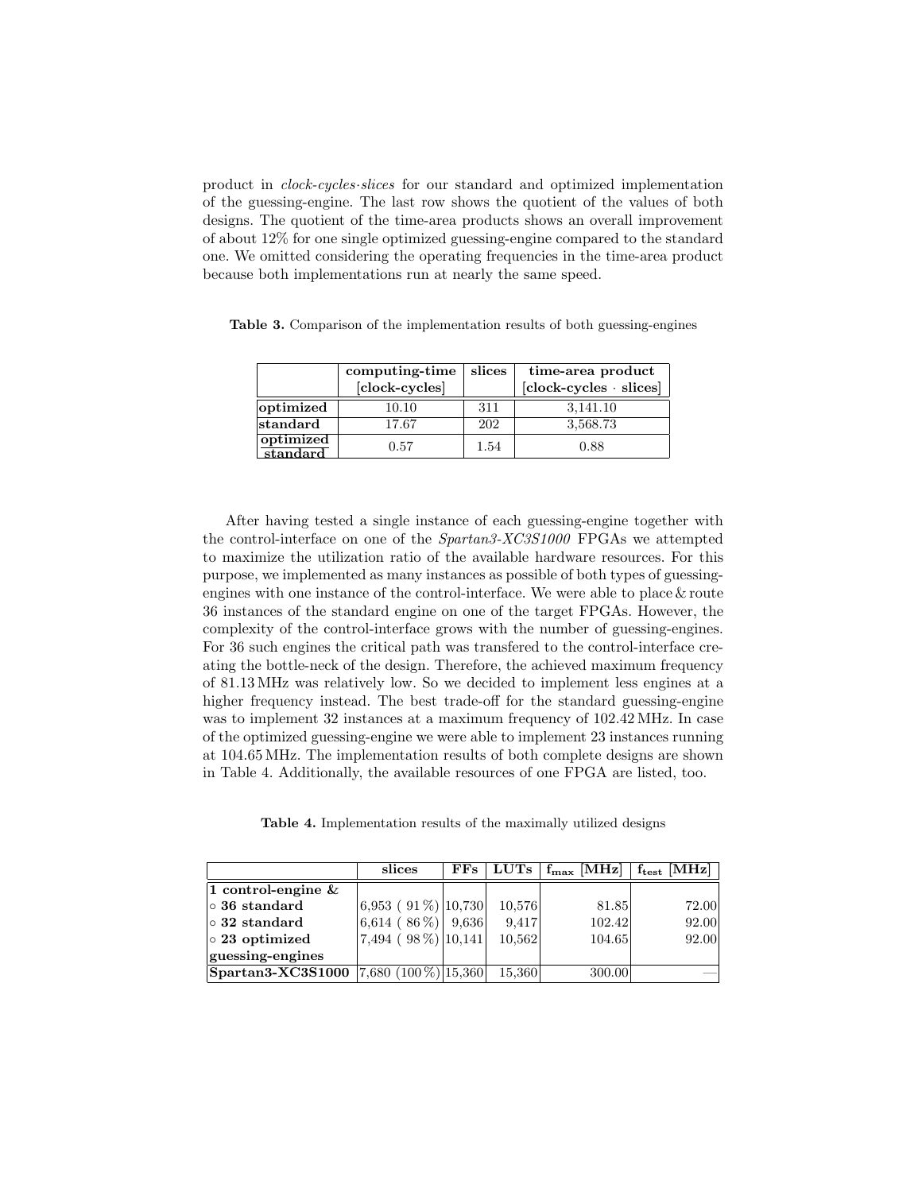product in *clock-cycles·slices* for our standard and optimized implementation of the guessing-engine. The last row shows the quotient of the values of both designs. The quotient of the time-area products shows an overall improvement of about 12% for one single optimized guessing-engine compared to the standard one. We omitted considering the operating frequencies in the time-area product because both implementations run at nearly the same speed.

**Table 3.** Comparison of the implementation results of both guessing-engines

| | **computing-time** [clock-cycles] | **slices** | **time-area product** [clock-cycles · slices] |
|---|---|---|---|
| **optimized** | 10.10 | 311 | 3,141.10 |
| **standard** | 17.67 | 202 | 3,568.73 |
| $\frac{\textbf{optimized}}{\textbf{standard}}$ | 0.57 | 1.54 | 0.88 |

After having tested a single instance of each guessing-engine together with the control-interface on one of the *Spartan3-XC3S1000* FPGAs we attempted to maximize the utilization ratio of the available hardware resources. For this purpose, we implemented as many instances as possible of both types of guessing-engines with one instance of the control-interface. We were able to place & route 36 instances of the standard engine on one of the target FPGAs. However, the complexity of the control-interface grows with the number of guessing-engines. For 36 such engines the critical path was transfered to the control-interface creating the bottle-neck of the design. Therefore, the achieved maximum frequency of 81.13 MHz was relatively low. So we decided to implement less engines at a higher frequency instead. The best trade-off for the standard guessing-engine was to implement 32 instances at a maximum frequency of 102.42 MHz. In case of the optimized guessing-engine we were able to implement 23 instances running at 104.65 MHz. The implementation results of both complete designs are shown in Table 4. Additionally, the available resources of one FPGA are listed, too.

**Table 4.** Implementation results of the maximally utilized designs

| | **slices** | **FFs** | **LUTs** | $\mathbf{f_{max}}$ **[MHz]** | $\mathbf{f_{test}}$ **[MHz]** |
|---|---|---|---|---|---|
| **1 control-engine &** | | | | | |
| ◦ **36 standard** | 6,953 ( 91 %) | 10,730 | 10,576 | 81.85 | 72.00 |
| ◦ **32 standard** | 6,614 ( 86 %) | 9,636 | 9,417 | 102.42 | 92.00 |
| ◦ **23 optimized** | 7,494 ( 98 %) | 10,141 | 10,562 | 104.65 | 92.00 |
| **guessing-engines** | | | | | |
| **Spartan3-XC3S1000** | 7,680 (100 %) | 15,360 | 15,360 | 300.00 | — |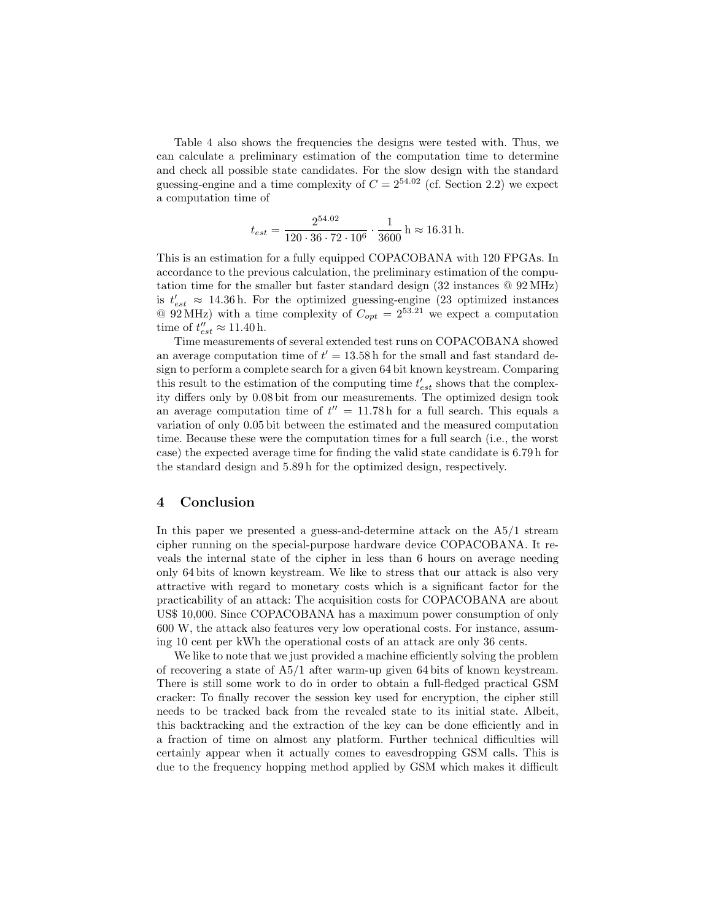Table 4 also shows the frequencies the designs were tested with. Thus, we can calculate a preliminary estimation of the computation time to determine and check all possible state candidates. For the slow design with the standard guessing-engine and a time complexity of $C = 2^{54.02}$ (cf. Section 2.2) we expect a computation time of

$$t_{est} = \frac{2^{54.02}}{120 \cdot 36 \cdot 72 \cdot 10^6} \cdot \frac{1}{3600}\,\mathrm{h} \approx 16.31\,\mathrm{h}.$$

This is an estimation for a fully equipped COPACOBANA with 120 FPGAs. In accordance to the previous calculation, the preliminary estimation of the computation time for the smaller but faster standard design (32 instances @ 92 MHz) is $t'_{est} \approx 14.36$ h. For the optimized guessing-engine (23 optimized instances @ 92 MHz) with a time complexity of $C_{opt} = 2^{53.21}$ we expect a computation time of $t''_{est} \approx 11.40$ h.

Time measurements of several extended test runs on COPACOBANA showed an average computation time of $t' = 13.58$ h for the small and fast standard design to perform a complete search for a given 64 bit known keystream. Comparing this result to the estimation of the computing time $t'_{est}$ shows that the complexity differs only by 0.08 bit from our measurements. The optimized design took an average computation time of $t'' = 11.78$ h for a full search. This equals a variation of only 0.05 bit between the estimated and the measured computation time. Because these were the computation times for a full search (i.e., the worst case) the expected average time for finding the valid state candidate is 6.79 h for the standard design and 5.89 h for the optimized design, respectively.

## 4 Conclusion

In this paper we presented a guess-and-determine attack on the A5/1 stream cipher running on the special-purpose hardware device COPACOBANA. It reveals the internal state of the cipher in less than 6 hours on average needing only 64 bits of known keystream. We like to stress that our attack is also very attractive with regard to monetary costs which is a significant factor for the practicability of an attack: The acquisition costs for COPACOBANA are about US$ 10,000. Since COPACOBANA has a maximum power consumption of only 600 W, the attack also features very low operational costs. For instance, assuming 10 cent per kWh the operational costs of an attack are only 36 cents.

We like to note that we just provided a machine efficiently solving the problem of recovering a state of A5/1 after warm-up given 64 bits of known keystream. There is still some work to do in order to obtain a full-fledged practical GSM cracker: To finally recover the session key used for encryption, the cipher still needs to be tracked back from the revealed state to its initial state. Albeit, this backtracking and the extraction of the key can be done efficiently and in a fraction of time on almost any platform. Further technical difficulties will certainly appear when it actually comes to eavesdropping GSM calls. This is due to the frequency hopping method applied by GSM which makes it difficult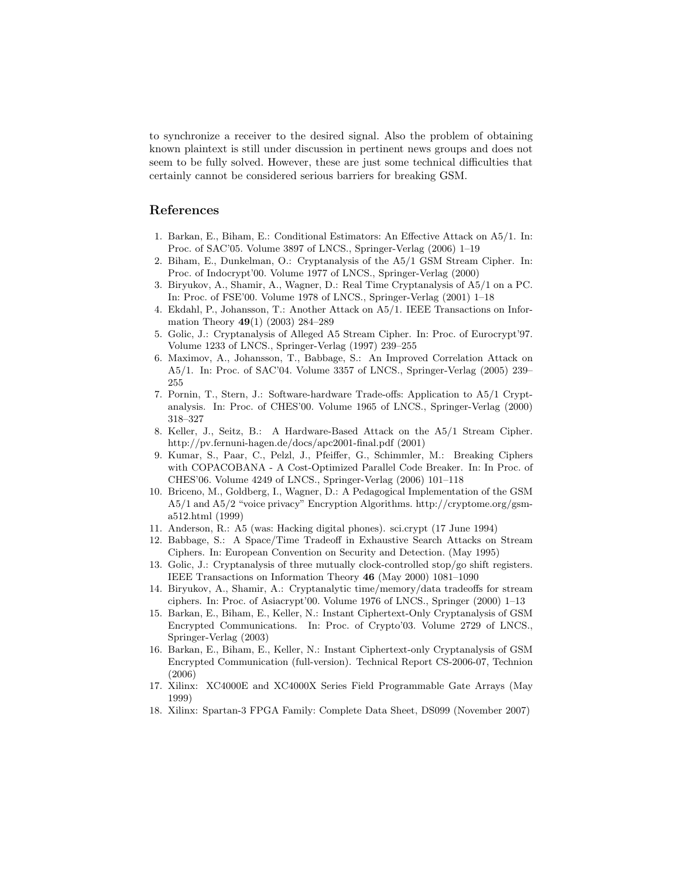to synchronize a receiver to the desired signal. Also the problem of obtaining known plaintext is still under discussion in pertinent news groups and does not seem to be fully solved. However, these are just some technical difficulties that certainly cannot be considered serious barriers for breaking GSM.

## References

1. Barkan, E., Biham, E.: Conditional Estimators: An Effective Attack on A5/1. In: Proc. of SAC'05. Volume 3897 of LNCS., Springer-Verlag (2006) 1–19
2. Biham, E., Dunkelman, O.: Cryptanalysis of the A5/1 GSM Stream Cipher. In: Proc. of Indocrypt'00. Volume 1977 of LNCS., Springer-Verlag (2000)
3. Biryukov, A., Shamir, A., Wagner, D.: Real Time Cryptanalysis of A5/1 on a PC. In: Proc. of FSE'00. Volume 1978 of LNCS., Springer-Verlag (2001) 1–18
4. Ekdahl, P., Johansson, T.: Another Attack on A5/1. IEEE Transactions on Information Theory **49**(1) (2003) 284–289
5. Golic, J.: Cryptanalysis of Alleged A5 Stream Cipher. In: Proc. of Eurocrypt'97. Volume 1233 of LNCS., Springer-Verlag (1997) 239–255
6. Maximov, A., Johansson, T., Babbage, S.: An Improved Correlation Attack on A5/1. In: Proc. of SAC'04. Volume 3357 of LNCS., Springer-Verlag (2005) 239–255
7. Pornin, T., Stern, J.: Software-hardware Trade-offs: Application to A5/1 Cryptanalysis. In: Proc. of CHES'00. Volume 1965 of LNCS., Springer-Verlag (2000) 318–327
8. Keller, J., Seitz, B.: A Hardware-Based Attack on the A5/1 Stream Cipher. http://pv.fernuni-hagen.de/docs/apc2001-final.pdf (2001)
9. Kumar, S., Paar, C., Pelzl, J., Pfeiffer, G., Schimmler, M.: Breaking Ciphers with COPACOBANA - A Cost-Optimized Parallel Code Breaker. In: In Proc. of CHES'06. Volume 4249 of LNCS., Springer-Verlag (2006) 101–118
10. Briceno, M., Goldberg, I., Wagner, D.: A Pedagogical Implementation of the GSM A5/1 and A5/2 "voice privacy" Encryption Algorithms. http://cryptome.org/gsm-a512.html (1999)
11. Anderson, R.: A5 (was: Hacking digital phones). sci.crypt (17 June 1994)
12. Babbage, S.: A Space/Time Tradeoff in Exhaustive Search Attacks on Stream Ciphers. In: European Convention on Security and Detection. (May 1995)
13. Golic, J.: Cryptanalysis of three mutually clock-controlled stop/go shift registers. IEEE Transactions on Information Theory **46** (May 2000) 1081–1090
14. Biryukov, A., Shamir, A.: Cryptanalytic time/memory/data tradeoffs for stream ciphers. In: Proc. of Asiacrypt'00. Volume 1976 of LNCS., Springer (2000) 1–13
15. Barkan, E., Biham, E., Keller, N.: Instant Ciphertext-Only Cryptanalysis of GSM Encrypted Communications. In: Proc. of Crypto'03. Volume 2729 of LNCS., Springer-Verlag (2003)
16. Barkan, E., Biham, E., Keller, N.: Instant Ciphertext-only Cryptanalysis of GSM Encrypted Communication (full-version). Technical Report CS-2006-07, Technion (2006)
17. Xilinx: XC4000E and XC4000X Series Field Programmable Gate Arrays (May 1999)
18. Xilinx: Spartan-3 FPGA Family: Complete Data Sheet, DS099 (November 2007)